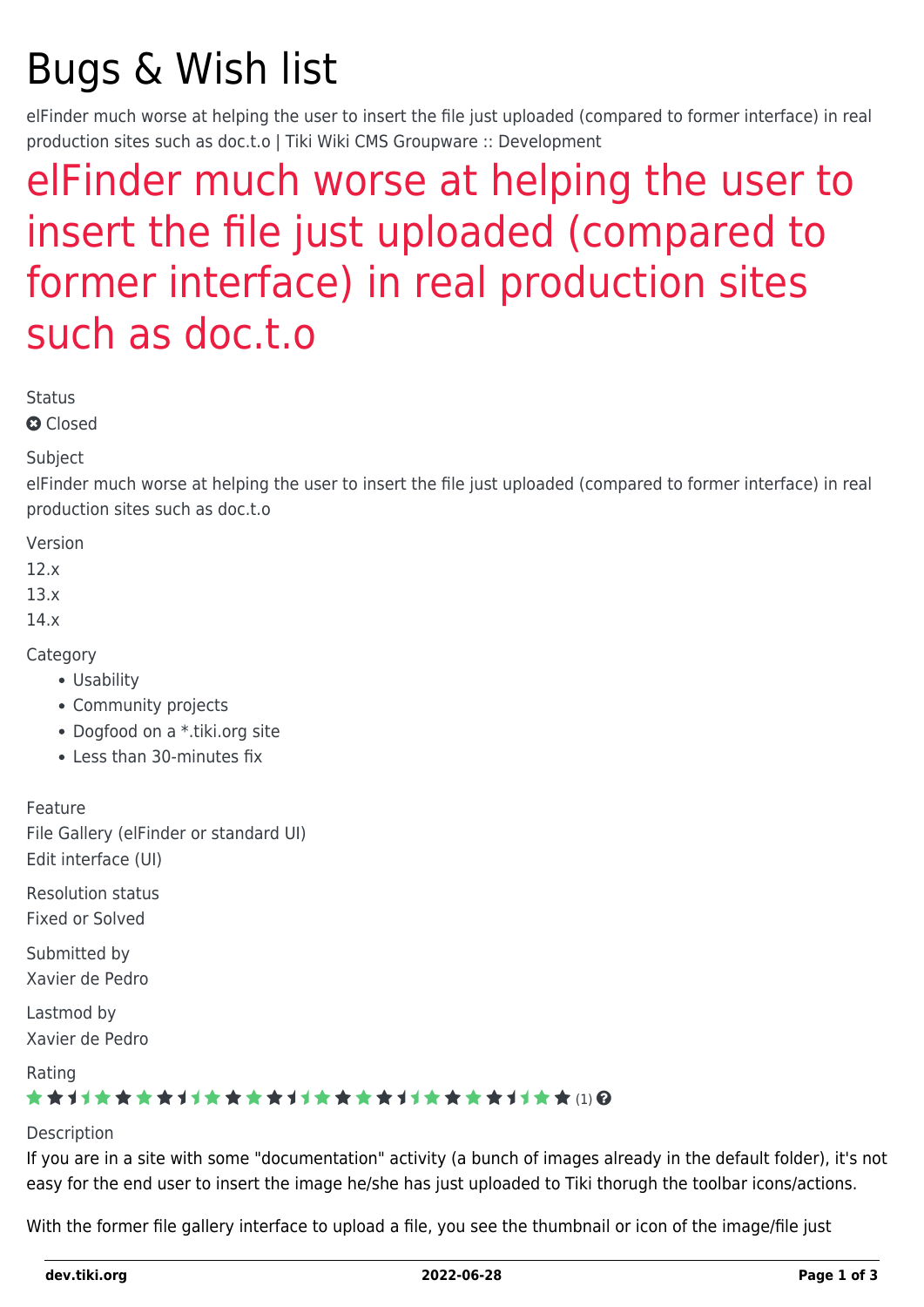# Bugs & Wish list

elFinder much worse at helping the user to insert the file just uploaded (compared to former interface) in real production sites such as doc.t.o | Tiki Wiki CMS Groupware :: Development

# elFinder much worse at helping the user to insert the file just uploaded (compared to former interface) in real production sites such as doc.t.o

Status

Closed

Subject

elFinder much worse at helping the user to insert the file just uploaded (compared to former interface) in real production sites such as doc.t.o

Version

12.x
13.x
14.x

Category

- Usability
- Community projects
- Dogfood on a *.tiki.org site
- Less than 30-minutes fix

Feature

File Gallery (elFinder or standard UI)
Edit interface (UI)

Resolution status

Fixed or Solved

Submitted by

Xavier de Pedro

Lastmod by

Xavier de Pedro

Rating

(1)

Description

If you are in a site with some "documentation" activity (a bunch of images already in the default folder), it's not easy for the end user to insert the image he/she has just uploaded to Tiki thorugh the toolbar icons/actions.

With the former file gallery interface to upload a file, you see the thumbnail or icon of the image/file just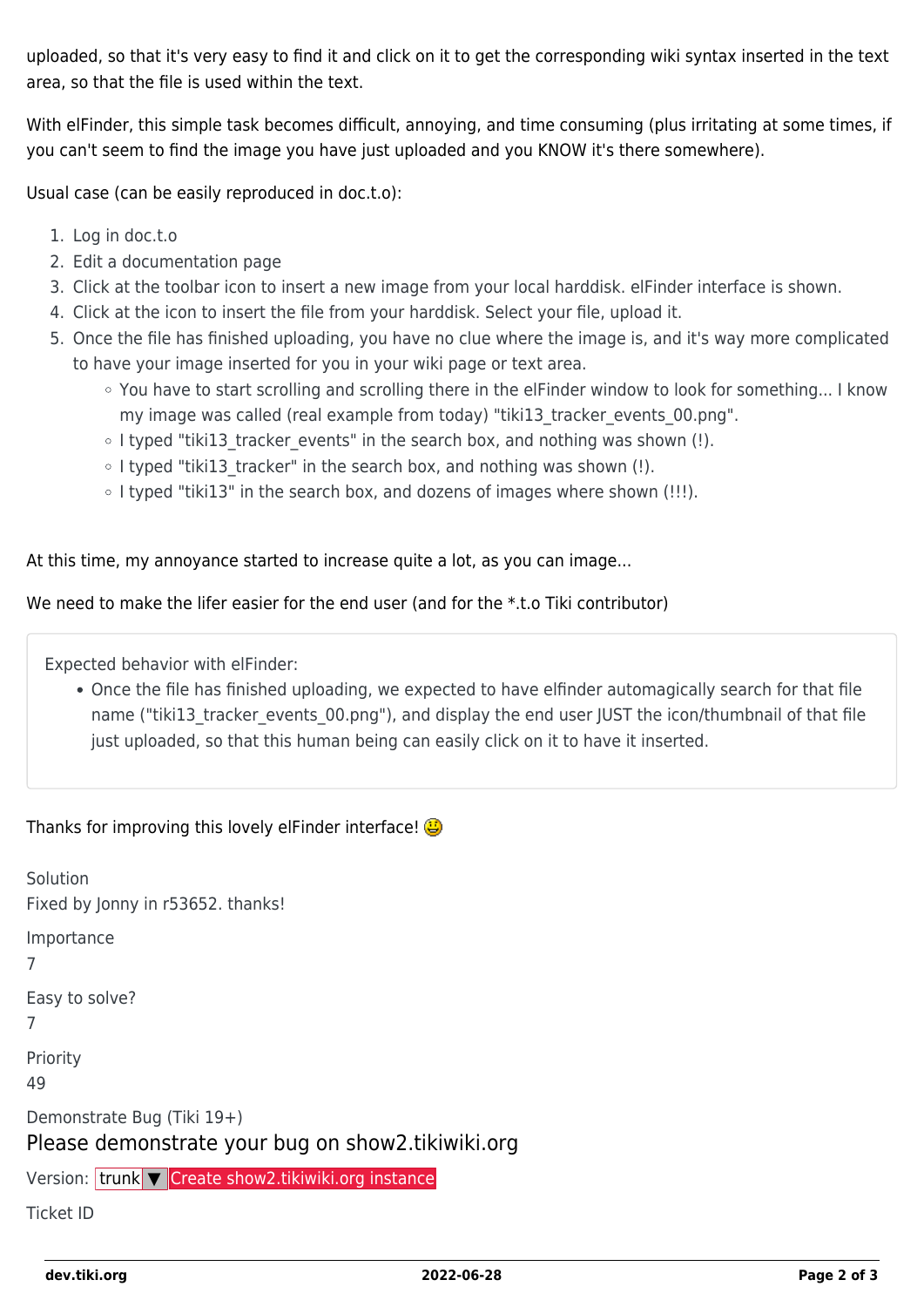uploaded, so that it's very easy to find it and click on it to get the corresponding wiki syntax inserted in the text area, so that the file is used within the text.

With elFinder, this simple task becomes difficult, annoying, and time consuming (plus irritating at some times, if you can't seem to find the image you have just uploaded and you KNOW it's there somewhere).

Usual case (can be easily reproduced in doc.t.o):

1. Log in doc.t.o
2. Edit a documentation page
3. Click at the toolbar icon to insert a new image from your local harddisk. elFinder interface is shown.
4. Click at the icon to insert the file from your harddisk. Select your file, upload it.
5. Once the file has finished uploading, you have no clue where the image is, and it's way more complicated to have your image inserted for you in your wiki page or text area.
   - You have to start scrolling and scrolling there in the elFinder window to look for something... I know my image was called (real example from today) "tiki13_tracker_events_00.png".
   - I typed "tiki13_tracker_events" in the search box, and nothing was shown (!).
   - I typed "tiki13_tracker" in the search box, and nothing was shown (!).
   - I typed "tiki13" in the search box, and dozens of images where shown (!!!).

At this time, my annoyance started to increase quite a lot, as you can image...

We need to make the lifer easier for the end user (and for the *.t.o Tiki contributor)

> Expected behavior with elFinder:
> - Once the file has finished uploading, we expected to have elfinder automagically search for that file name ("tiki13_tracker_events_00.png"), and display the end user JUST the icon/thumbnail of that file just uploaded, so that this human being can easily click on it to have it inserted.

Thanks for improving this lovely elFinder interface! 😃

Solution

Fixed by Jonny in r53652. thanks!

Importance

7

Easy to solve?

7

Priority

49

Demonstrate Bug (Tiki 19+)

Please demonstrate your bug on show2.tikiwiki.org

Version: trunk ▼ Create show2.tikiwiki.org instance

Ticket ID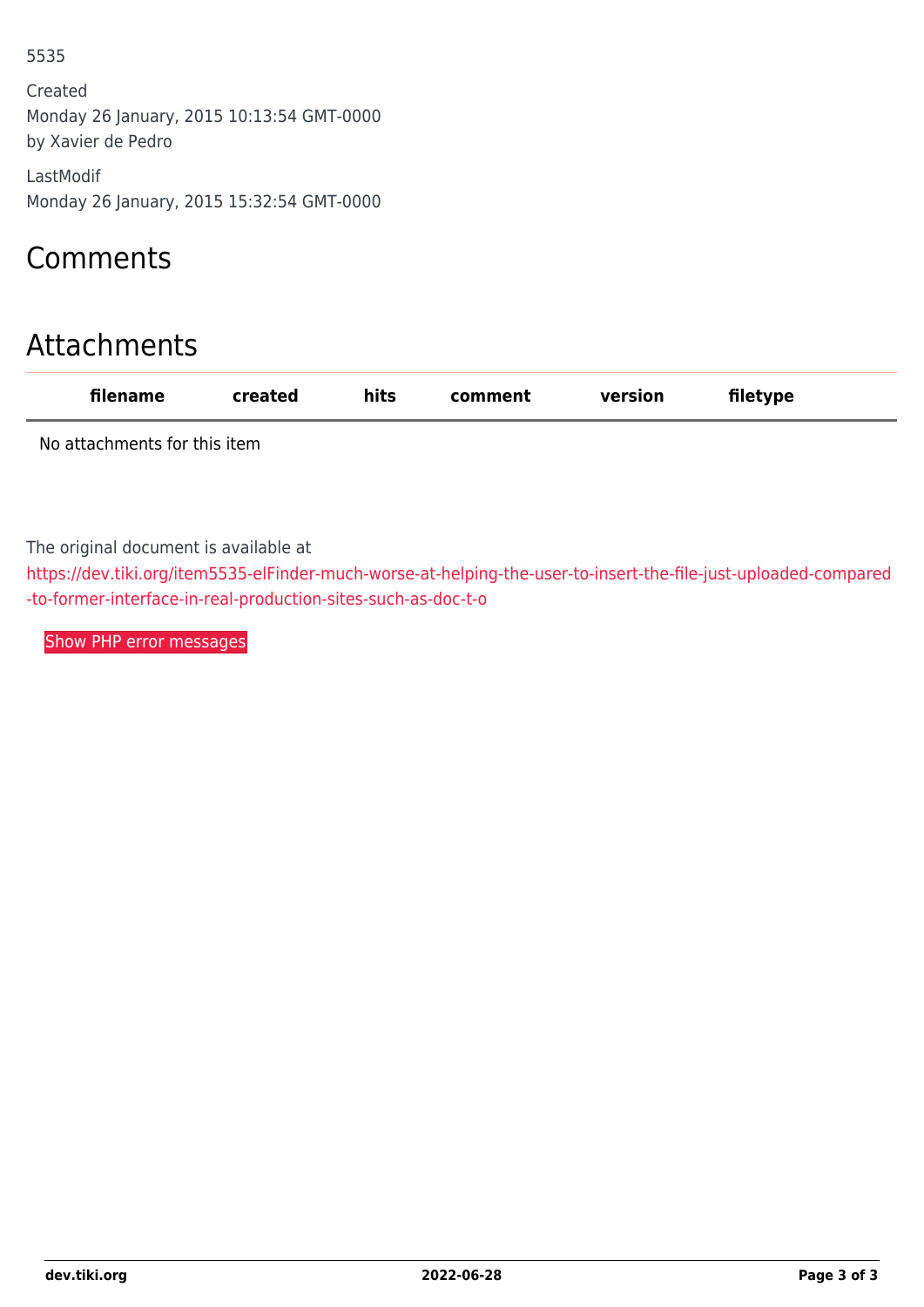5535

Created
Monday 26 January, 2015 10:13:54 GMT-0000
by Xavier de Pedro

LastModif
Monday 26 January, 2015 15:32:54 GMT-0000

## Comments

## Attachments

| filename | created | hits | comment | version | filetype |
|---|---|---|---|---|---|

No attachments for this item

The original document is available at
https://dev.tiki.org/item5535-elFinder-much-worse-at-helping-the-user-to-insert-the-file-just-uploaded-compared-to-former-interface-in-real-production-sites-such-as-doc-t-o

Show PHP error messages